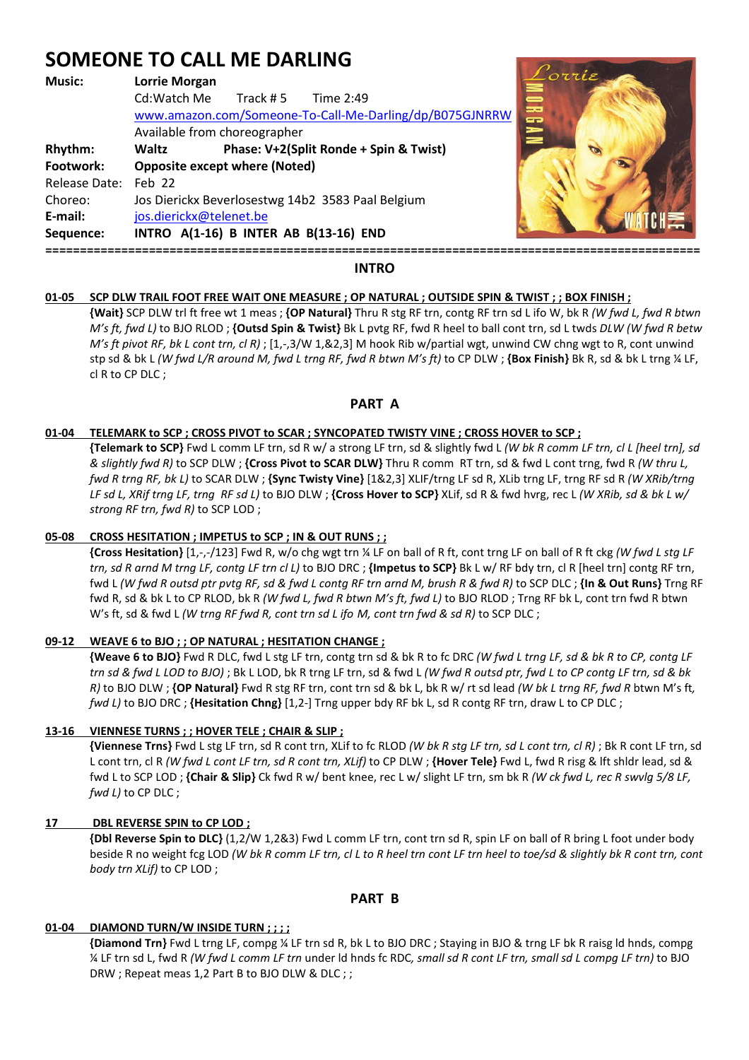# SOMEONE TO CALL ME DARLING

**Music:** **Lorrie Morgan**
Cd:Watch Me Track # 5 Time 2:49
www.amazon.com/Someone-To-Call-Me-Darling/dp/B075GJNRRW
Available from choreographer

**Rhythm:** **Waltz** **Phase: V+2(Split Ronde + Spin & Twist)**

**Footwork:** **Opposite except where (Noted)**

Release Date: Feb 22

Choreo: Jos Dierickx Beverlosestwg 14b2 3583 Paal Belgium

**E-mail:** jos.dierickx@telenet.be

**Sequence:** **INTRO A(1-16) B INTER AB B(13-16) END**

## INTRO

**01-05 SCP DLW TRAIL FOOT FREE WAIT ONE MEASURE ; OP NATURAL ; OUTSIDE SPIN & TWIST ; ; BOX FINISH ;**

**{Wait}** SCP DLW trl ft free wt 1 meas ; **{OP Natural}** Thru R stg RF trn, contg RF trn sd L ifo W, bk R *(W fwd L, fwd R btwn M's ft, fwd L)* to BJO RLOD ; **{Outsd Spin & Twist}** Bk L pvtg RF, fwd R heel to ball cont trn, sd L twds *DLW (W fwd R betw M's ft pivot RF, bk L cont trn, cl R)* ; [1,-,3/W 1,&2,3] M hook Rib w/partial wgt, unwind CW chng wgt to R, cont unwind stp sd & bk L *(W fwd L/R around M, fwd L trng RF, fwd R btwn M's ft)* to CP DLW ; **{Box Finish}** Bk R, sd & bk L trng ¼ LF, cl R to CP DLC ;

## PART A

**01-04 TELEMARK to SCP ; CROSS PIVOT to SCAR ; SYNCOPATED TWISTY VINE ; CROSS HOVER to SCP ;**

**{Telemark to SCP}** Fwd L comm LF trn, sd R w/ a strong LF trn, sd & slightly fwd L *(W bk R comm LF trn, cl L [heel trn], sd & slightly fwd R)* to SCP DLW ; **{Cross Pivot to SCAR DLW}** Thru R comm RT trn, sd & fwd L cont trng, fwd R *(W thru L, fwd R trng RF, bk L)* to SCAR DLW ; **{Sync Twisty Vine}** [1&2,3] XLIF/trng LF sd R, XLib trng LF, trng RF sd R *(W XRib/trng LF sd L, XRif trng LF, trng RF sd L)* to BJO DLW ; **{Cross Hover to SCP}** XLif, sd R & fwd hvrg, rec L *(W XRib, sd & bk L w/ strong RF trn, fwd R)* to SCP LOD ;

**05-08 CROSS HESITATION ; IMPETUS to SCP ; IN & OUT RUNS ; ;**

**{Cross Hesitation}** [1,-,-/123] Fwd R, w/o chg wgt trn ¼ LF on ball of R ft, cont trng LF on ball of R ft ckg *(W fwd L stg LF trn, sd R arnd M trng LF, contg LF trn cl L)* to BJO DRC ; **{Impetus to SCP}** Bk L w/ RF bdy trn, cl R [heel trn] contg RF trn, fwd L *(W fwd R outsd ptr pvtg RF, sd & fwd L contg RF trn arnd M, brush R & fwd R)* to SCP DLC ; **{In & Out Runs}** Trng RF fwd R, sd & bk L to CP RLOD, bk R *(W fwd L, fwd R btwn M's ft, fwd L)* to BJO RLOD ; Trng RF bk L, cont trn fwd R btwn W's ft, sd & fwd L *(W trng RF fwd R, cont trn sd L ifo M, cont trn fwd & sd R)* to SCP DLC ;

**09-12 WEAVE 6 to BJO ; ; OP NATURAL ; HESITATION CHANGE ;**

**{Weave 6 to BJO}** Fwd R DLC, fwd L stg LF trn, contg trn sd & bk R to fc DRC *(W fwd L trng LF, sd & bk R to CP, contg LF trn sd & fwd L LOD to BJO)* ; Bk L LOD, bk R trng LF trn, sd & fwd L *(W fwd R outsd ptr, fwd L to CP contg LF trn, sd & bk R)* to BJO DLW ; **{OP Natural}** Fwd R stg RF trn, cont trn sd & bk L, bk R w/ rt sd lead *(W bk L trng RF, fwd R btwn M's ft, fwd L)* to BJO DRC ; **{Hesitation Chng}** [1,2-] Trng upper bdy RF bk L, sd R contg RF trn, draw L to CP DLC ;

**13-16 VIENNESE TURNS ; ; HOVER TELE ; CHAIR & SLIP ;**

**{Viennese Trns}** Fwd L stg LF trn, sd R cont trn, XLif to fc RLOD *(W bk R stg LF trn, sd L cont trn, cl R)* ; Bk R cont LF trn, sd L cont trn, cl R *(W fwd L cont LF trn, sd R cont trn, XLif)* to CP DLW ; **{Hover Tele}** Fwd L, fwd R risg & lft shldr lead, sd & fwd L to SCP LOD ; **{Chair & Slip}** Ck fwd R w/ bent knee, rec L w/ slight LF trn, sm bk R *(W ck fwd L, rec R swvlg 5/8 LF, fwd L)* to CP DLC ;

**17 DBL REVERSE SPIN to CP LOD ;**

**{Dbl Reverse Spin to DLC}** (1,2/W 1,2&3) Fwd L comm LF trn, cont trn sd R, spin LF on ball of R bring L foot under body beside R no weight fcg LOD *(W bk R comm LF trn, cl L to R heel trn cont LF trn heel to toe/sd & slightly bk R cont trn, cont body trn XLif)* to CP LOD ;

## PART B

**01-04 DIAMOND TURN/W INSIDE TURN ; ; ; ;**

**{Diamond Trn}** Fwd L trng LF, compg ¼ LF trn sd R, bk L to BJO DRC ; Staying in BJO & trng LF bk R raisg ld hnds, compg ¼ LF trn sd L, fwd R *(W fwd L comm LF trn under ld hnds fc RDC, small sd R cont LF trn, small sd L compg LF trn)* to BJO DRW ; Repeat meas 1,2 Part B to BJO DLW & DLC ; ;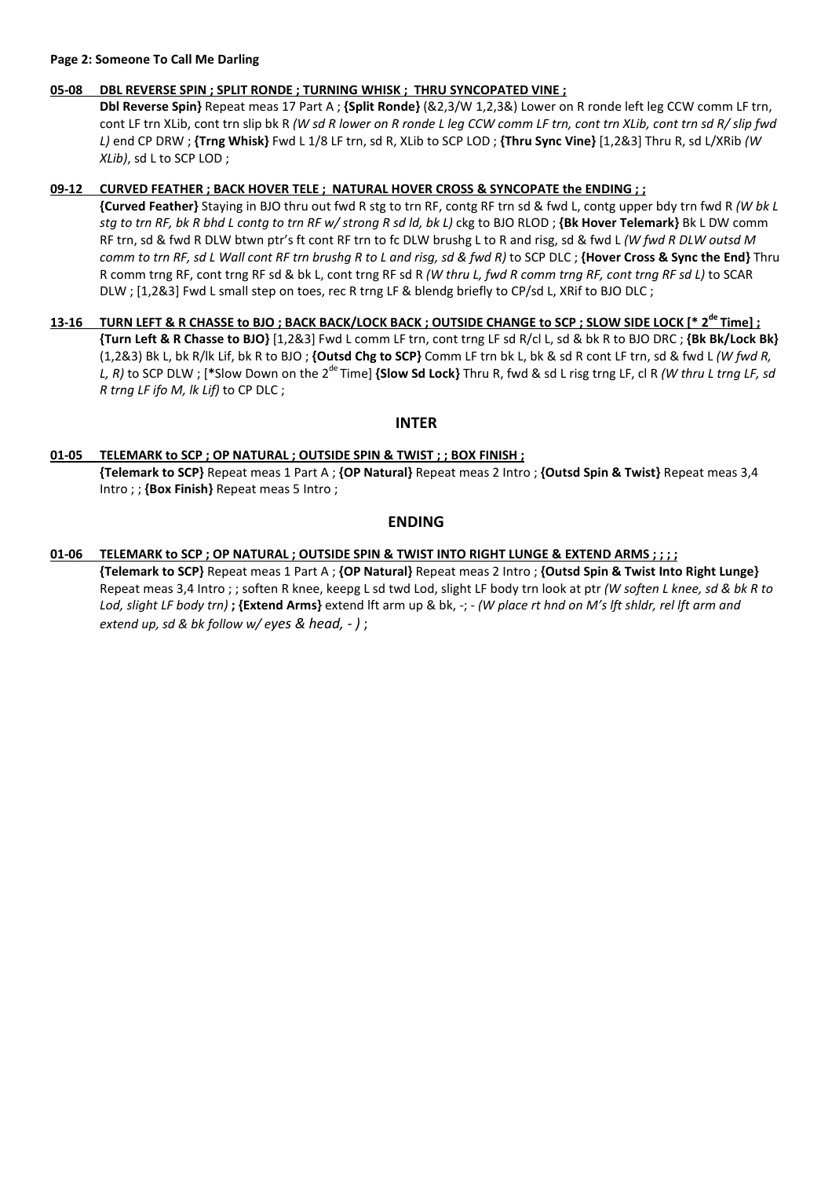**Page 2: Someone To Call Me Darling**

**05-08 DBL REVERSE SPIN ; SPLIT RONDE ; TURNING WHISK ; THRU SYNCOPATED VINE ;**

**Dbl Reverse Spin}** Repeat meas 17 Part A ; **{Split Ronde}** (&2,3/W 1,2,3&) Lower on R ronde left leg CCW comm LF trn, cont LF trn XLib, cont trn slip bk R *(W sd R lower on R ronde L leg CCW comm LF trn, cont trn XLib, cont trn sd R/ slip fwd L)* end CP DRW ; **{Trng Whisk}** Fwd L 1/8 LF trn, sd R, XLib to SCP LOD ; **{Thru Sync Vine}** [1,2&3] Thru R, sd L/XRib *(W XLib)*, sd L to SCP LOD ;

**09-12 CURVED FEATHER ; BACK HOVER TELE ; NATURAL HOVER CROSS & SYNCOPATE the ENDING ; ;**

**{Curved Feather}** Staying in BJO thru out fwd R stg to trn RF, contg RF trn sd & fwd L, contg upper bdy trn fwd R *(W bk L stg to trn RF, bk R bhd L contg to trn RF w/ strong R sd ld, bk L)* ckg to BJO RLOD ; **{Bk Hover Telemark}** Bk L DW comm RF trn, sd & fwd R DLW btwn ptr's ft cont RF trn to fc DLW brushg L to R and risg, sd & fwd L *(W fwd R DLW outsd M comm to trn RF, sd L Wall cont RF trn brushg R to L and risg, sd & fwd R)* to SCP DLC ; **{Hover Cross & Sync the End}** Thru R comm trng RF, cont trng RF sd & bk L, cont trng RF sd R *(W thru L, fwd R comm trng RF, cont trng RF sd L)* to SCAR DLW ; [1,2&3] Fwd L small step on toes, rec R trng LF & blendg briefly to CP/sd L, XRif to BJO DLC ;

**13-16 TURN LEFT & R CHASSE to BJO ; BACK BACK/LOCK BACK ; OUTSIDE CHANGE to SCP ; SLOW SIDE LOCK [* 2^de Time] ;**

**{Turn Left & R Chasse to BJO}** [1,2&3] Fwd L comm LF trn, cont trng LF sd R/cl L, sd & bk R to BJO DRC ; **{Bk Bk/Lock Bk}** (1,2&3) Bk L, bk R/lk Lif, bk R to BJO ; **{Outsd Chg to SCP}** Comm LF trn bk L, bk & sd R cont LF trn, sd & fwd L *(W fwd R, L, R)* to SCP DLW ; [*Slow Down on the 2^de Time] **{Slow Sd Lock}** Thru R, fwd & sd L risg trng LF, cl R *(W thru L trng LF, sd R trng LF ifo M, lk Lif)* to CP DLC ;

## INTER

**01-05 TELEMARK to SCP ; OP NATURAL ; OUTSIDE SPIN & TWIST ; ; BOX FINISH ;**

**{Telemark to SCP}** Repeat meas 1 Part A ; **{OP Natural}** Repeat meas 2 Intro ; **{Outsd Spin & Twist}** Repeat meas 3,4 Intro ; ; **{Box Finish}** Repeat meas 5 Intro ;

## ENDING

**01-06 TELEMARK to SCP ; OP NATURAL ; OUTSIDE SPIN & TWIST INTO RIGHT LUNGE & EXTEND ARMS ; ; ; ;**

**{Telemark to SCP}** Repeat meas 1 Part A ; **{OP Natural}** Repeat meas 2 Intro ; **{Outsd Spin & Twist Into Right Lunge}** Repeat meas 3,4 Intro ; ; soften R knee, keepg L sd twd Lod, slight LF body trn look at ptr *(W soften L knee, sd & bk R to Lod, slight LF body trn)* ; **{Extend Arms}** extend lft arm up & bk, -; - *(W place rt hnd on M's lft shldr, rel lft arm and extend up, sd & bk follow w/ eyes & head, - )* ;